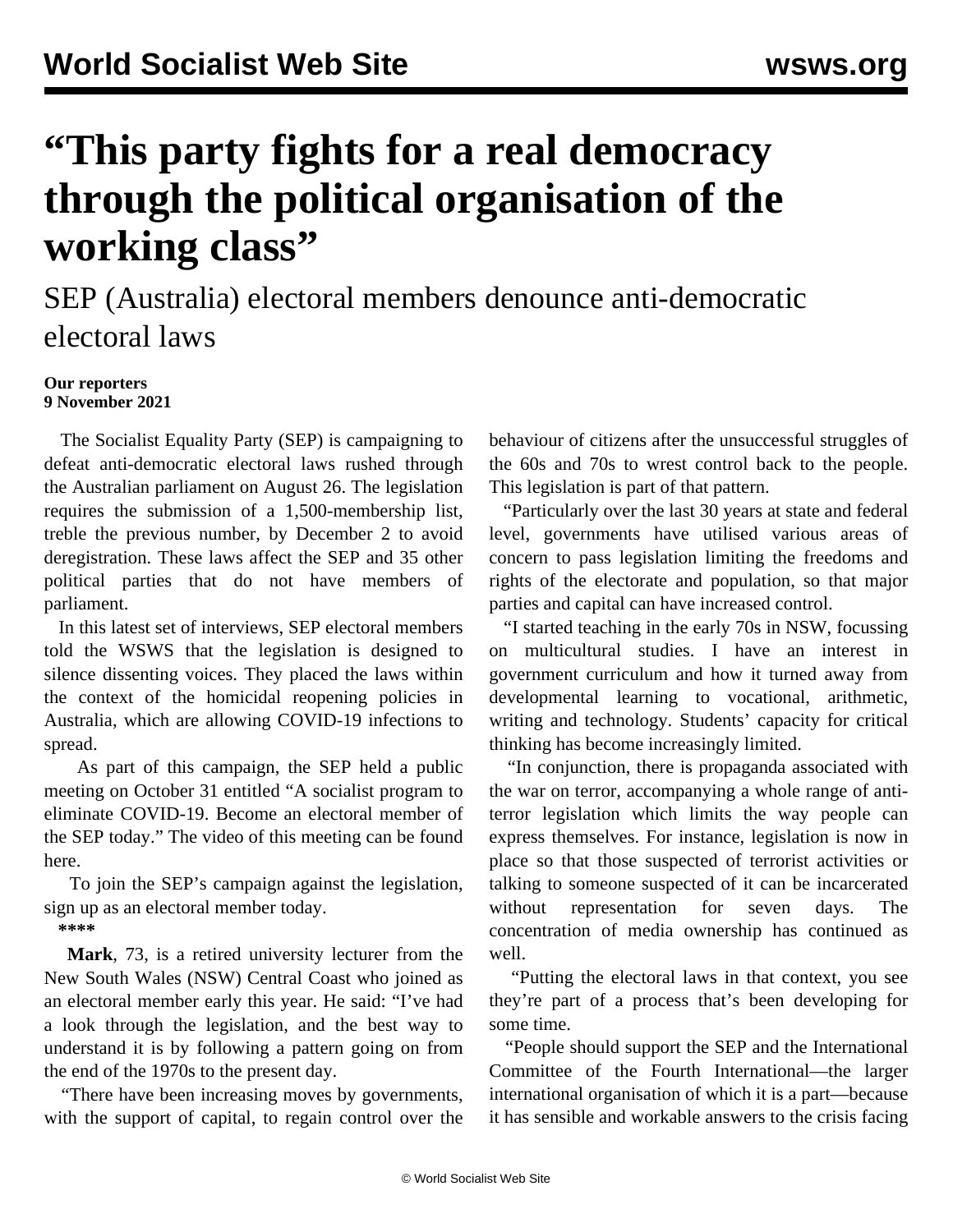# "This party fights for a real democracy through the political organisation of the working class"

## SEP (Australia) electoral members denounce anti-democratic electoral laws

**Our reporters**
**9 November 2021**

The Socialist Equality Party (SEP) is campaigning to defeat anti-democratic electoral laws rushed through the Australian parliament on August 26. The legislation requires the submission of a 1,500-membership list, treble the previous number, by December 2 to avoid deregistration. These laws affect the SEP and 35 other political parties that do not have members of parliament.

In this latest set of interviews, SEP electoral members told the WSWS that the legislation is designed to silence dissenting voices. They placed the laws within the context of the homicidal reopening policies in Australia, which are allowing COVID-19 infections to spread.

As part of this campaign, the SEP held a public meeting on October 31 entitled "A socialist program to eliminate COVID-19. Become an electoral member of the SEP today." The video of this meeting can be found here.

To join the SEP's campaign against the legislation, sign up as an electoral member today.

****

**Mark**, 73, is a retired university lecturer from the New South Wales (NSW) Central Coast who joined as an electoral member early this year. He said: "I've had a look through the legislation, and the best way to understand it is by following a pattern going on from the end of the 1970s to the present day.

"There have been increasing moves by governments, with the support of capital, to regain control over the behaviour of citizens after the unsuccessful struggles of the 60s and 70s to wrest control back to the people. This legislation is part of that pattern.

"Particularly over the last 30 years at state and federal level, governments have utilised various areas of concern to pass legislation limiting the freedoms and rights of the electorate and population, so that major parties and capital can have increased control.

"I started teaching in the early 70s in NSW, focussing on multicultural studies. I have an interest in government curriculum and how it turned away from developmental learning to vocational, arithmetic, writing and technology. Students' capacity for critical thinking has become increasingly limited.

"In conjunction, there is propaganda associated with the war on terror, accompanying a whole range of anti-terror legislation which limits the way people can express themselves. For instance, legislation is now in place so that those suspected of terrorist activities or talking to someone suspected of it can be incarcerated without representation for seven days. The concentration of media ownership has continued as well.

"Putting the electoral laws in that context, you see they're part of a process that's been developing for some time.

"People should support the SEP and the International Committee of the Fourth International—the larger international organisation of which it is a part—because it has sensible and workable answers to the crisis facing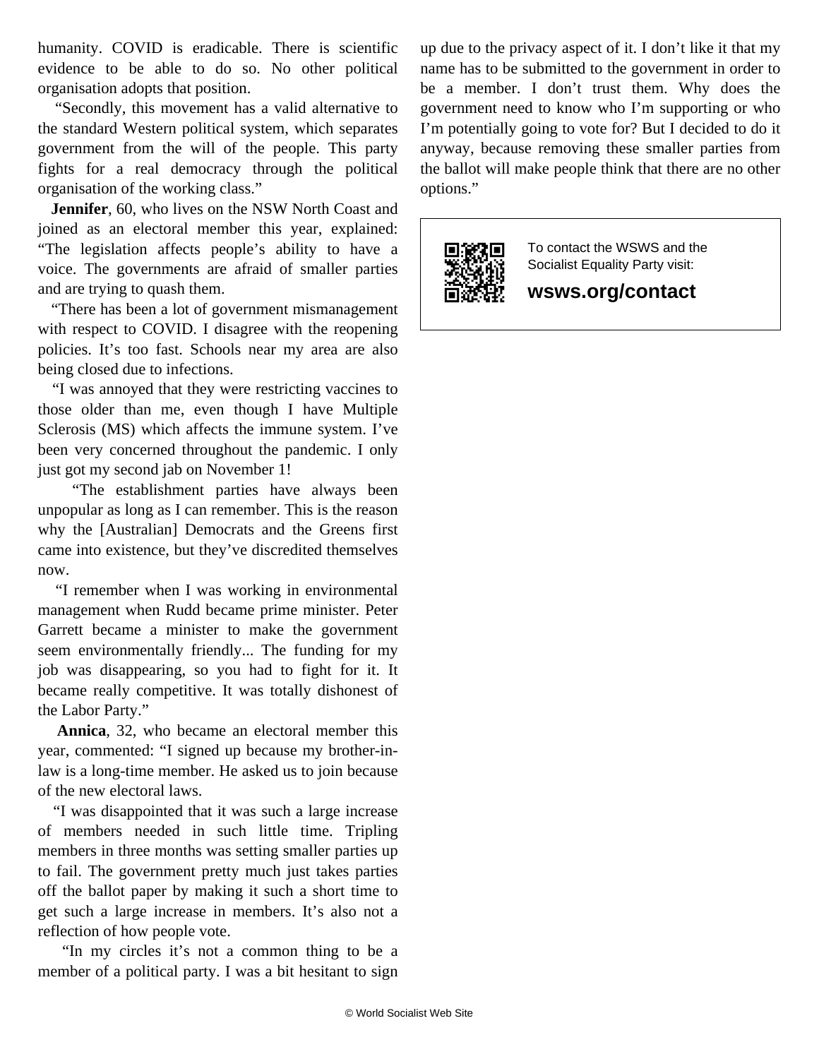humanity. COVID is eradicable. There is scientific evidence to be able to do so. No other political organisation adopts that position.

"Secondly, this movement has a valid alternative to the standard Western political system, which separates government from the will of the people. This party fights for a real democracy through the political organisation of the working class."

**Jennifer**, 60, who lives on the NSW North Coast and joined as an electoral member this year, explained: "The legislation affects people's ability to have a voice. The governments are afraid of smaller parties and are trying to quash them.

"There has been a lot of government mismanagement with respect to COVID. I disagree with the reopening policies. It's too fast. Schools near my area are also being closed due to infections.

"I was annoyed that they were restricting vaccines to those older than me, even though I have Multiple Sclerosis (MS) which affects the immune system. I've been very concerned throughout the pandemic. I only just got my second jab on November 1!

"The establishment parties have always been unpopular as long as I can remember. This is the reason why the [Australian] Democrats and the Greens first came into existence, but they've discredited themselves now.

"I remember when I was working in environmental management when Rudd became prime minister. Peter Garrett became a minister to make the government seem environmentally friendly... The funding for my job was disappearing, so you had to fight for it. It became really competitive. It was totally dishonest of the Labor Party."

**Annica**, 32, who became an electoral member this year, commented: "I signed up because my brother-in-law is a long-time member. He asked us to join because of the new electoral laws.

"I was disappointed that it was such a large increase of members needed in such little time. Tripling members in three months was setting smaller parties up to fail. The government pretty much just takes parties off the ballot paper by making it such a short time to get such a large increase in members. It's also not a reflection of how people vote.

"In my circles it's not a common thing to be a member of a political party. I was a bit hesitant to sign up due to the privacy aspect of it. I don't like it that my name has to be submitted to the government in order to be a member. I don't trust them. Why does the government need to know who I'm supporting or who I'm potentially going to vote for? But I decided to do it anyway, because removing these smaller parties from the ballot will make people think that there are no other options."

To contact the WSWS and the Socialist Equality Party visit:

**wsws.org/contact**